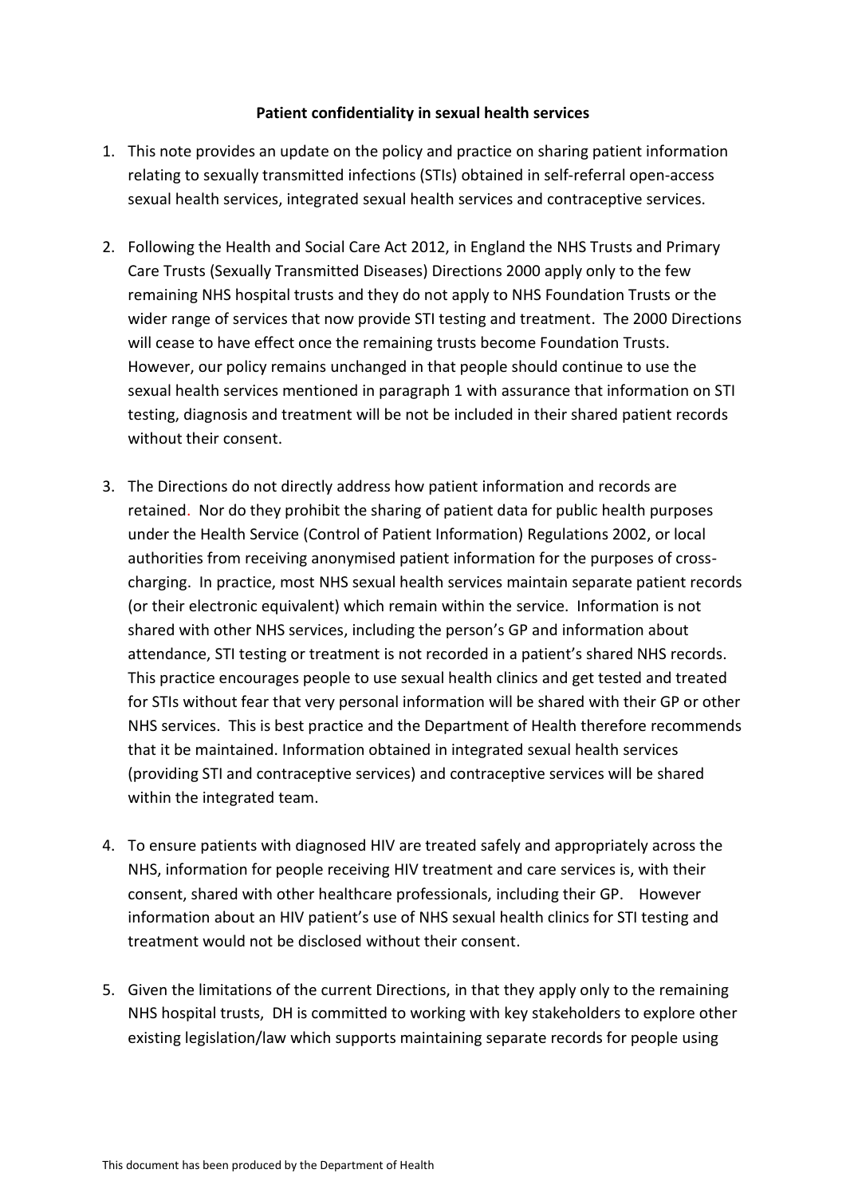**Patient confidentiality in sexual health services**

1. This note provides an update on the policy and practice on sharing patient information relating to sexually transmitted infections (STIs) obtained in self-referral open-access sexual health services, integrated sexual health services and contraceptive services.

2. Following the Health and Social Care Act 2012, in England the NHS Trusts and Primary Care Trusts (Sexually Transmitted Diseases) Directions 2000 apply only to the few remaining NHS hospital trusts and they do not apply to NHS Foundation Trusts or the wider range of services that now provide STI testing and treatment. The 2000 Directions will cease to have effect once the remaining trusts become Foundation Trusts. However, our policy remains unchanged in that people should continue to use the sexual health services mentioned in paragraph 1 with assurance that information on STI testing, diagnosis and treatment will be not be included in their shared patient records without their consent.

3. The Directions do not directly address how patient information and records are retained. Nor do they prohibit the sharing of patient data for public health purposes under the Health Service (Control of Patient Information) Regulations 2002, or local authorities from receiving anonymised patient information for the purposes of cross-charging. In practice, most NHS sexual health services maintain separate patient records (or their electronic equivalent) which remain within the service. Information is not shared with other NHS services, including the person's GP and information about attendance, STI testing or treatment is not recorded in a patient's shared NHS records. This practice encourages people to use sexual health clinics and get tested and treated for STIs without fear that very personal information will be shared with their GP or other NHS services. This is best practice and the Department of Health therefore recommends that it be maintained. Information obtained in integrated sexual health services (providing STI and contraceptive services) and contraceptive services will be shared within the integrated team.

4. To ensure patients with diagnosed HIV are treated safely and appropriately across the NHS, information for people receiving HIV treatment and care services is, with their consent, shared with other healthcare professionals, including their GP. However information about an HIV patient's use of NHS sexual health clinics for STI testing and treatment would not be disclosed without their consent.

5. Given the limitations of the current Directions, in that they apply only to the remaining NHS hospital trusts, DH is committed to working with key stakeholders to explore other existing legislation/law which supports maintaining separate records for people using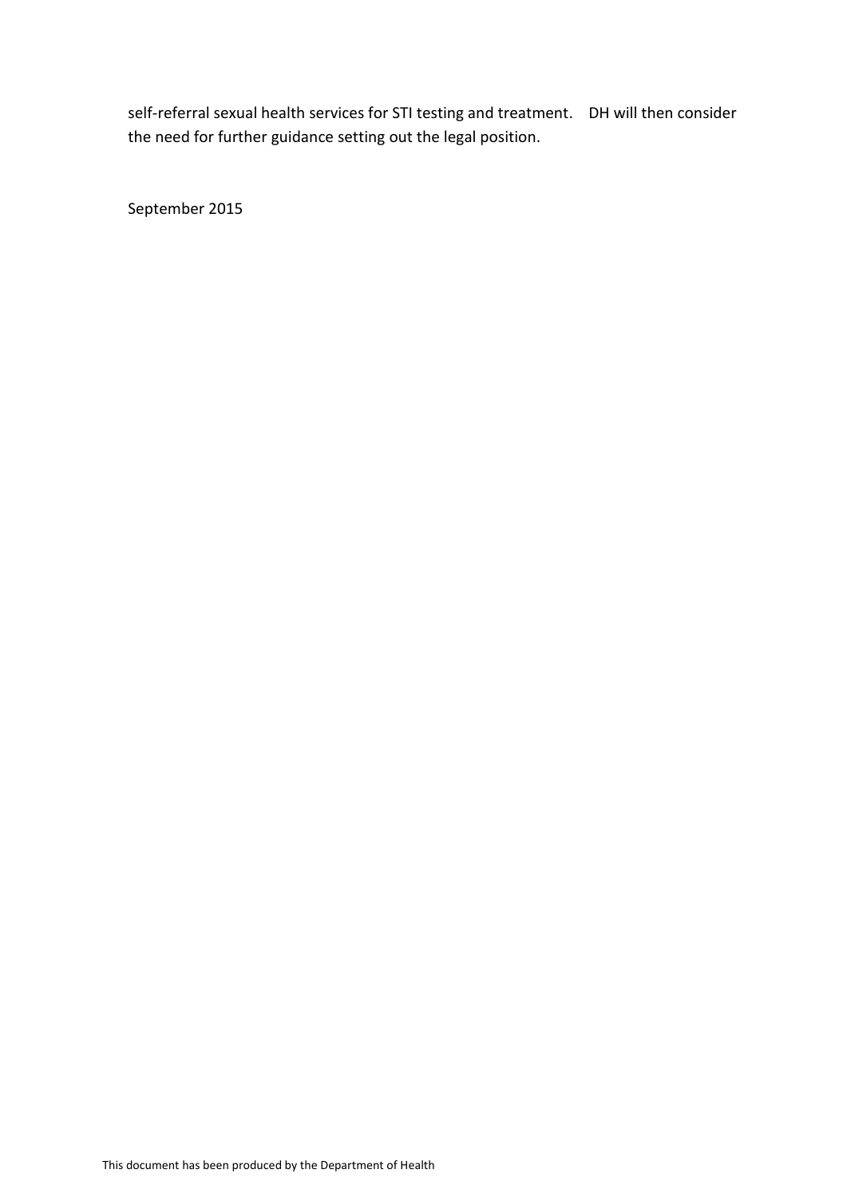self-referral sexual health services for STI testing and treatment. DH will then consider the need for further guidance setting out the legal position.

September 2015

This document has been produced by the Department of Health